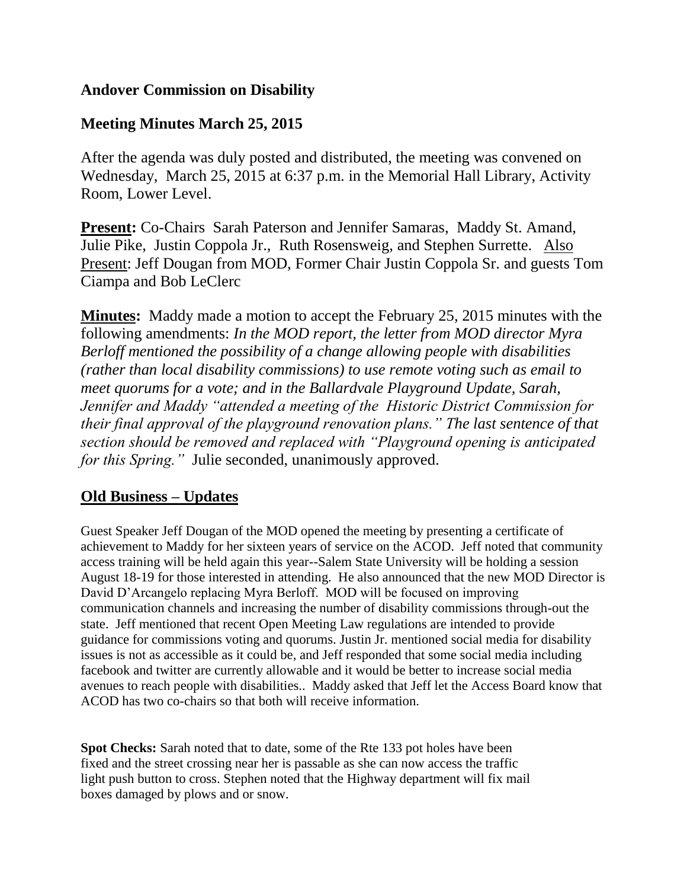## Andover Commission on Disability

## Meeting Minutes March 25, 2015

After the agenda was duly posted and distributed, the meeting was convened on Wednesday, March 25, 2015 at 6:37 p.m. in the Memorial Hall Library, Activity Room, Lower Level.

**Present:** Co-Chairs Sarah Paterson and Jennifer Samaras, Maddy St. Amand, Julie Pike, Justin Coppola Jr., Ruth Rosensweig, and Stephen Surrette. Also Present: Jeff Dougan from MOD, Former Chair Justin Coppola Sr. and guests Tom Ciampa and Bob LeClerc

**Minutes:** Maddy made a motion to accept the February 25, 2015 minutes with the following amendments: *In the MOD report, the letter from MOD director Myra Berloff mentioned the possibility of a change allowing people with disabilities (rather than local disability commissions) to use remote voting such as email to meet quorums for a vote; and in the Ballardvale Playground Update, Sarah, Jennifer and Maddy "attended a meeting of the Historic District Commission for their final approval of the playground renovation plans." The last sentence of that section should be removed and replaced with "Playground opening is anticipated for this Spring."* Julie seconded, unanimously approved.

## Old Business – Updates

Guest Speaker Jeff Dougan of the MOD opened the meeting by presenting a certificate of achievement to Maddy for her sixteen years of service on the ACOD. Jeff noted that community access training will be held again this year--Salem State University will be holding a session August 18-19 for those interested in attending. He also announced that the new MOD Director is David D'Arcangelo replacing Myra Berloff. MOD will be focused on improving communication channels and increasing the number of disability commissions through-out the state. Jeff mentioned that recent Open Meeting Law regulations are intended to provide guidance for commissions voting and quorums. Justin Jr. mentioned social media for disability issues is not as accessible as it could be, and Jeff responded that some social media including facebook and twitter are currently allowable and it would be better to increase social media avenues to reach people with disabilities.. Maddy asked that Jeff let the Access Board know that ACOD has two co-chairs so that both will receive information.

**Spot Checks:** Sarah noted that to date, some of the Rte 133 pot holes have been fixed and the street crossing near her is passable as she can now access the traffic light push button to cross. Stephen noted that the Highway department will fix mail boxes damaged by plows and or snow.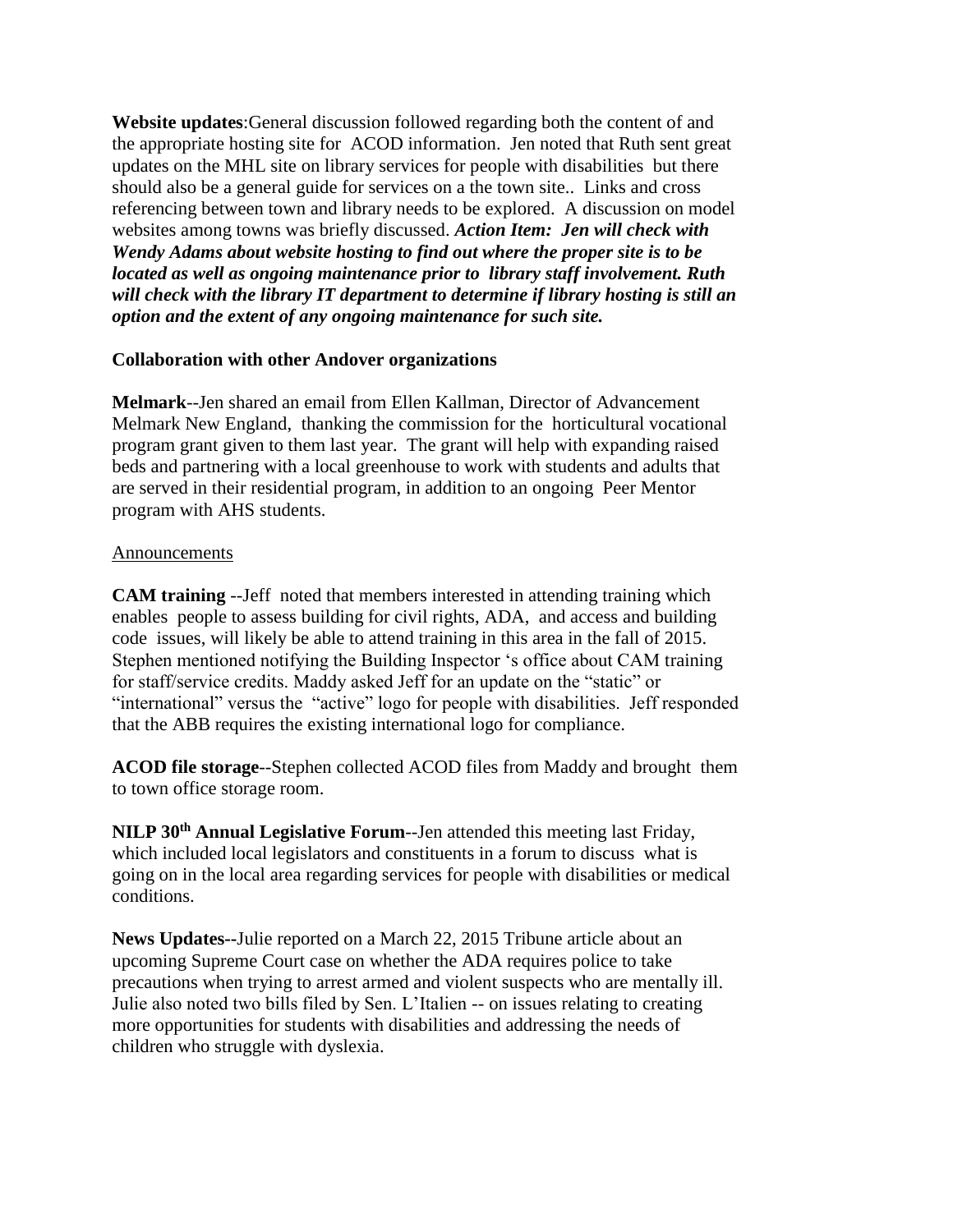**Website updates**:General discussion followed regarding both the content of and the appropriate hosting site for ACOD information. Jen noted that Ruth sent great updates on the MHL site on library services for people with disabilities but there should also be a general guide for services on a the town site.. Links and cross referencing between town and library needs to be explored. A discussion on model websites among towns was briefly discussed. ***Action Item: Jen will check with Wendy Adams about website hosting to find out where the proper site is to be located as well as ongoing maintenance prior to library staff involvement. Ruth will check with the library IT department to determine if library hosting is still an option and the extent of any ongoing maintenance for such site.***

**Collaboration with other Andover organizations**

**Melmark**--Jen shared an email from Ellen Kallman, Director of Advancement Melmark New England, thanking the commission for the horticultural vocational program grant given to them last year. The grant will help with expanding raised beds and partnering with a local greenhouse to work with students and adults that are served in their residential program, in addition to an ongoing Peer Mentor program with AHS students.

<u>Announcements</u>

**CAM training** --Jeff noted that members interested in attending training which enables people to assess building for civil rights, ADA, and access and building code issues, will likely be able to attend training in this area in the fall of 2015. Stephen mentioned notifying the Building Inspector 's office about CAM training for staff/service credits. Maddy asked Jeff for an update on the "static" or "international" versus the "active" logo for people with disabilities. Jeff responded that the ABB requires the existing international logo for compliance.

**ACOD file storage**--Stephen collected ACOD files from Maddy and brought them to town office storage room.

**NILP 30th Annual Legislative Forum**--Jen attended this meeting last Friday, which included local legislators and constituents in a forum to discuss what is going on in the local area regarding services for people with disabilities or medical conditions.

**News Updates--**Julie reported on a March 22, 2015 Tribune article about an upcoming Supreme Court case on whether the ADA requires police to take precautions when trying to arrest armed and violent suspects who are mentally ill. Julie also noted two bills filed by Sen. L'Italien -- on issues relating to creating more opportunities for students with disabilities and addressing the needs of children who struggle with dyslexia.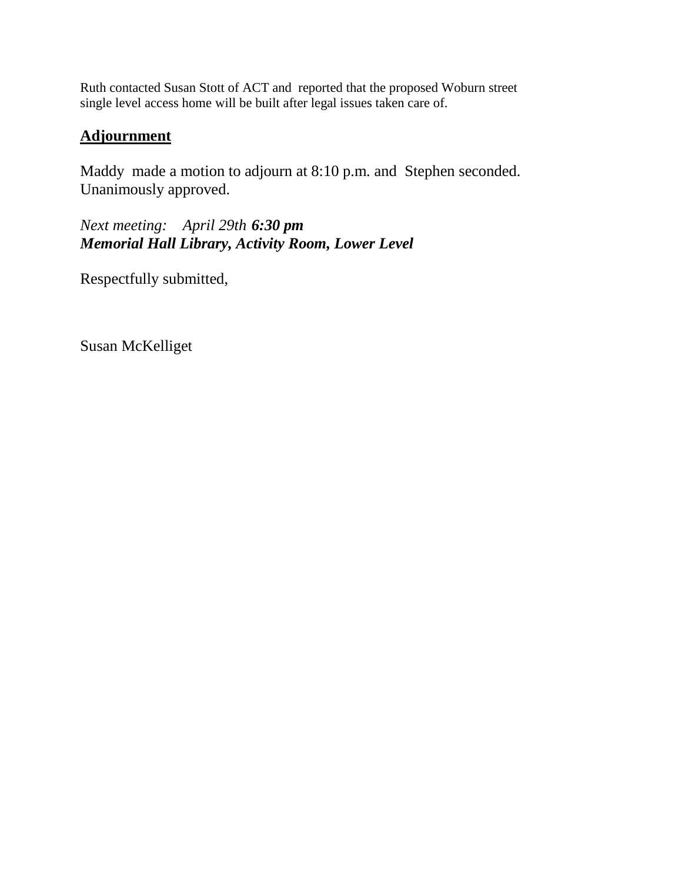Ruth contacted Susan Stott of ACT and reported that the proposed Woburn street single level access home will be built after legal issues taken care of.

## Adjournment

Maddy made a motion to adjourn at 8:10 p.m. and Stephen seconded. Unanimously approved.

*Next meeting: April 29th* ***6:30 pm***
***Memorial Hall Library, Activity Room, Lower Level***

Respectfully submitted,

Susan McKelliget